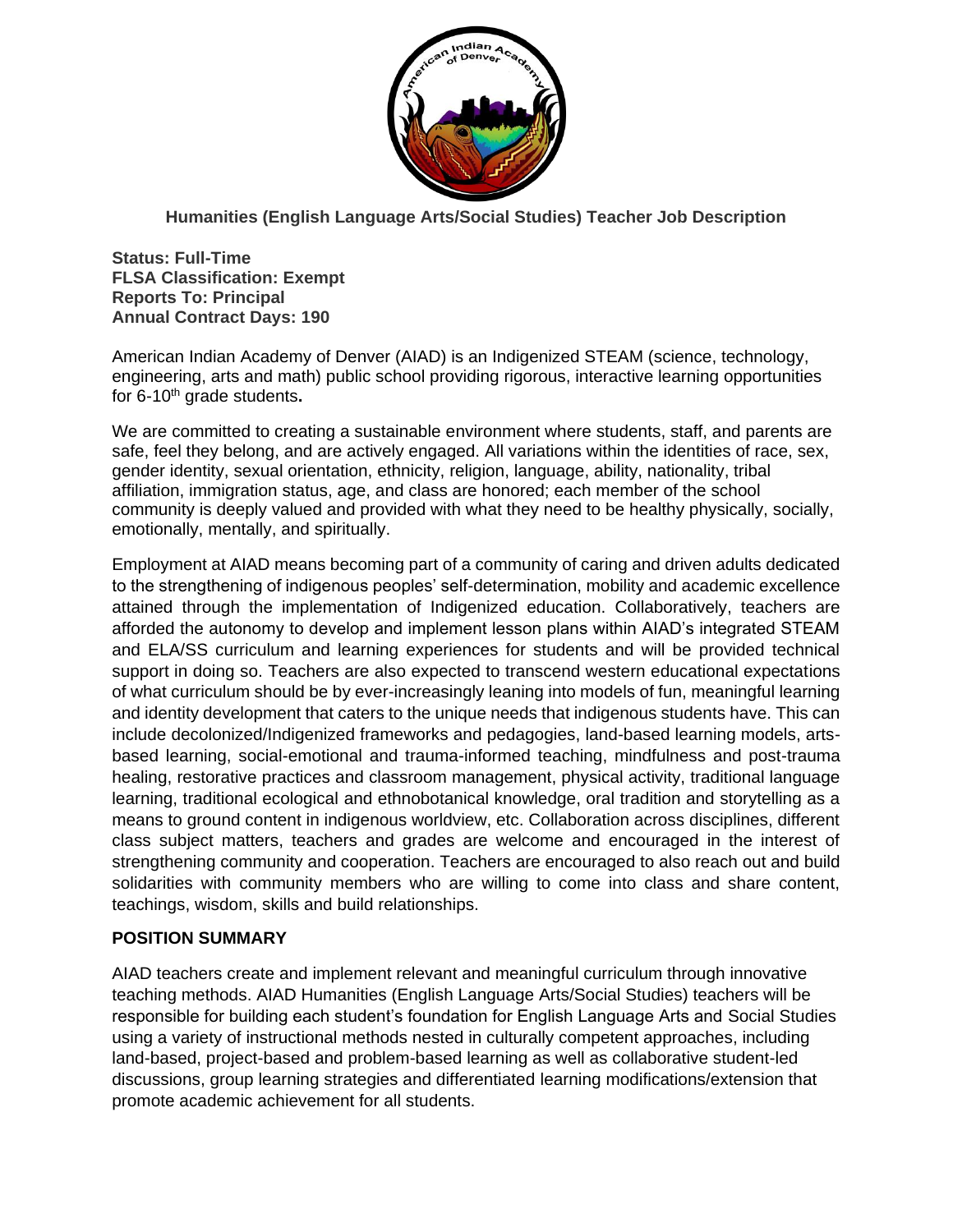## Humanities (English Language Arts/Social Studies) Teacher Job Description

**Status: Full-Time**
**FLSA Classification: Exempt**
**Reports To: Principal**
**Annual Contract Days: 190**

American Indian Academy of Denver (AIAD) is an Indigenized STEAM (science, technology, engineering, arts and math) public school providing rigorous, interactive learning opportunities for 6-10th grade students**.**

We are committed to creating a sustainable environment where students, staff, and parents are safe, feel they belong, and are actively engaged. All variations within the identities of race, sex, gender identity, sexual orientation, ethnicity, religion, language, ability, nationality, tribal affiliation, immigration status, age, and class are honored; each member of the school community is deeply valued and provided with what they need to be healthy physically, socially, emotionally, mentally, and spiritually.

Employment at AIAD means becoming part of a community of caring and driven adults dedicated to the strengthening of indigenous peoples' self-determination, mobility and academic excellence attained through the implementation of Indigenized education. Collaboratively, teachers are afforded the autonomy to develop and implement lesson plans within AIAD's integrated STEAM and ELA/SS curriculum and learning experiences for students and will be provided technical support in doing so. Teachers are also expected to transcend western educational expectations of what curriculum should be by ever-increasingly leaning into models of fun, meaningful learning and identity development that caters to the unique needs that indigenous students have. This can include decolonized/Indigenized frameworks and pedagogies, land-based learning models, arts-based learning, social-emotional and trauma-informed teaching, mindfulness and post-trauma healing, restorative practices and classroom management, physical activity, traditional language learning, traditional ecological and ethnobotanical knowledge, oral tradition and storytelling as a means to ground content in indigenous worldview, etc. Collaboration across disciplines, different class subject matters, teachers and grades are welcome and encouraged in the interest of strengthening community and cooperation. Teachers are encouraged to also reach out and build solidarities with community members who are willing to come into class and share content, teachings, wisdom, skills and build relationships.

### POSITION SUMMARY

AIAD teachers create and implement relevant and meaningful curriculum through innovative teaching methods. AIAD Humanities (English Language Arts/Social Studies) teachers will be responsible for building each student's foundation for English Language Arts and Social Studies using a variety of instructional methods nested in culturally competent approaches, including land-based, project-based and problem-based learning as well as collaborative student-led discussions, group learning strategies and differentiated learning modifications/extension that promote academic achievement for all students.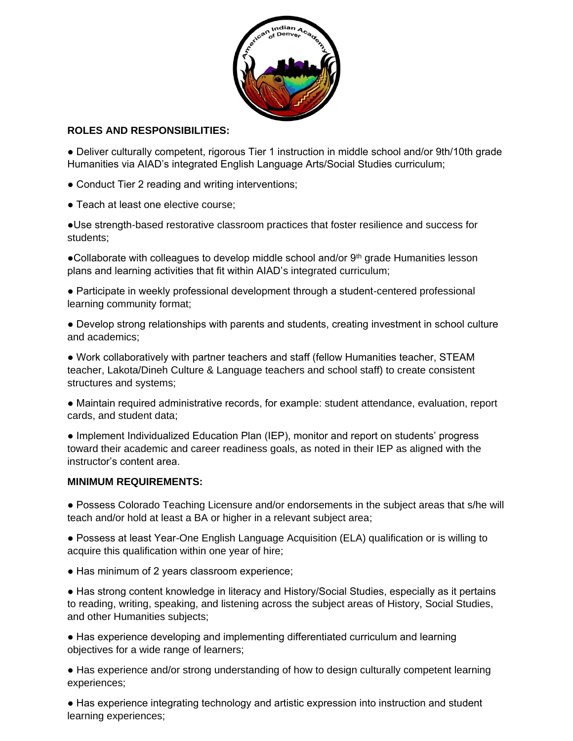**ROLES AND RESPONSIBILITIES:**

● Deliver culturally competent, rigorous Tier 1 instruction in middle school and/or 9th/10th grade Humanities via AIAD's integrated English Language Arts/Social Studies curriculum;

● Conduct Tier 2 reading and writing interventions;

● Teach at least one elective course;

●Use strength-based restorative classroom practices that foster resilience and success for students;

●Collaborate with colleagues to develop middle school and/or 9th grade Humanities lesson plans and learning activities that fit within AIAD's integrated curriculum;

● Participate in weekly professional development through a student-centered professional learning community format;

● Develop strong relationships with parents and students, creating investment in school culture and academics;

● Work collaboratively with partner teachers and staff (fellow Humanities teacher, STEAM teacher, Lakota/Dineh Culture & Language teachers and school staff) to create consistent structures and systems;

● Maintain required administrative records, for example: student attendance, evaluation, report cards, and student data;

● Implement Individualized Education Plan (IEP), monitor and report on students' progress toward their academic and career readiness goals, as noted in their IEP as aligned with the instructor's content area.

**MINIMUM REQUIREMENTS:**

● Possess Colorado Teaching Licensure and/or endorsements in the subject areas that s/he will teach and/or hold at least a BA or higher in a relevant subject area;

● Possess at least Year-One English Language Acquisition (ELA) qualification or is willing to acquire this qualification within one year of hire;

● Has minimum of 2 years classroom experience;

● Has strong content knowledge in literacy and History/Social Studies, especially as it pertains to reading, writing, speaking, and listening across the subject areas of History, Social Studies, and other Humanities subjects;

● Has experience developing and implementing differentiated curriculum and learning objectives for a wide range of learners;

● Has experience and/or strong understanding of how to design culturally competent learning experiences;

● Has experience integrating technology and artistic expression into instruction and student learning experiences;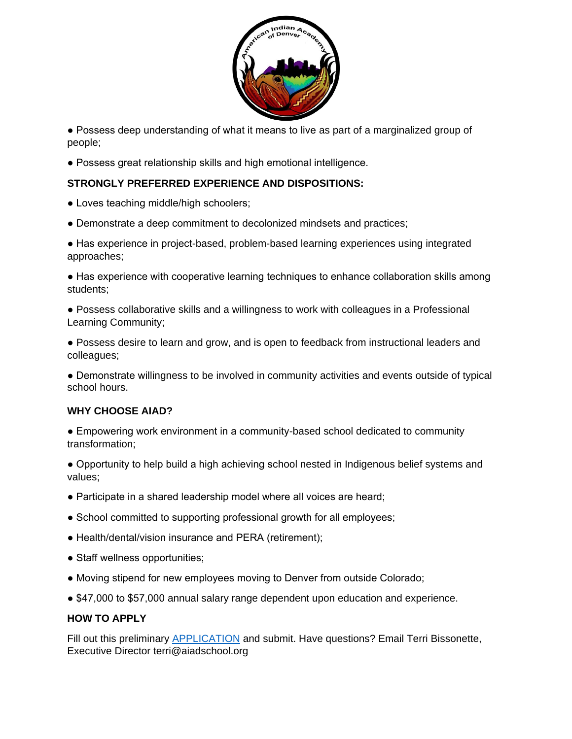- Possess deep understanding of what it means to live as part of a marginalized group of people;
- Possess great relationship skills and high emotional intelligence.

**STRONGLY PREFERRED EXPERIENCE AND DISPOSITIONS:**

- Loves teaching middle/high schoolers;
- Demonstrate a deep commitment to decolonized mindsets and practices;
- Has experience in project-based, problem-based learning experiences using integrated approaches;
- Has experience with cooperative learning techniques to enhance collaboration skills among students;
- Possess collaborative skills and a willingness to work with colleagues in a Professional Learning Community;
- Possess desire to learn and grow, and is open to feedback from instructional leaders and colleagues;
- Demonstrate willingness to be involved in community activities and events outside of typical school hours.

**WHY CHOOSE AIAD?**

- Empowering work environment in a community-based school dedicated to community transformation;
- Opportunity to help build a high achieving school nested in Indigenous belief systems and values;
- Participate in a shared leadership model where all voices are heard;
- School committed to supporting professional growth for all employees;
- Health/dental/vision insurance and PERA (retirement);
- Staff wellness opportunities;
- Moving stipend for new employees moving to Denver from outside Colorado;
- $47,000 to $57,000 annual salary range dependent upon education and experience.

**HOW TO APPLY**

Fill out this preliminary APPLICATION and submit. Have questions? Email Terri Bissonette, Executive Director terri@aiadschool.org